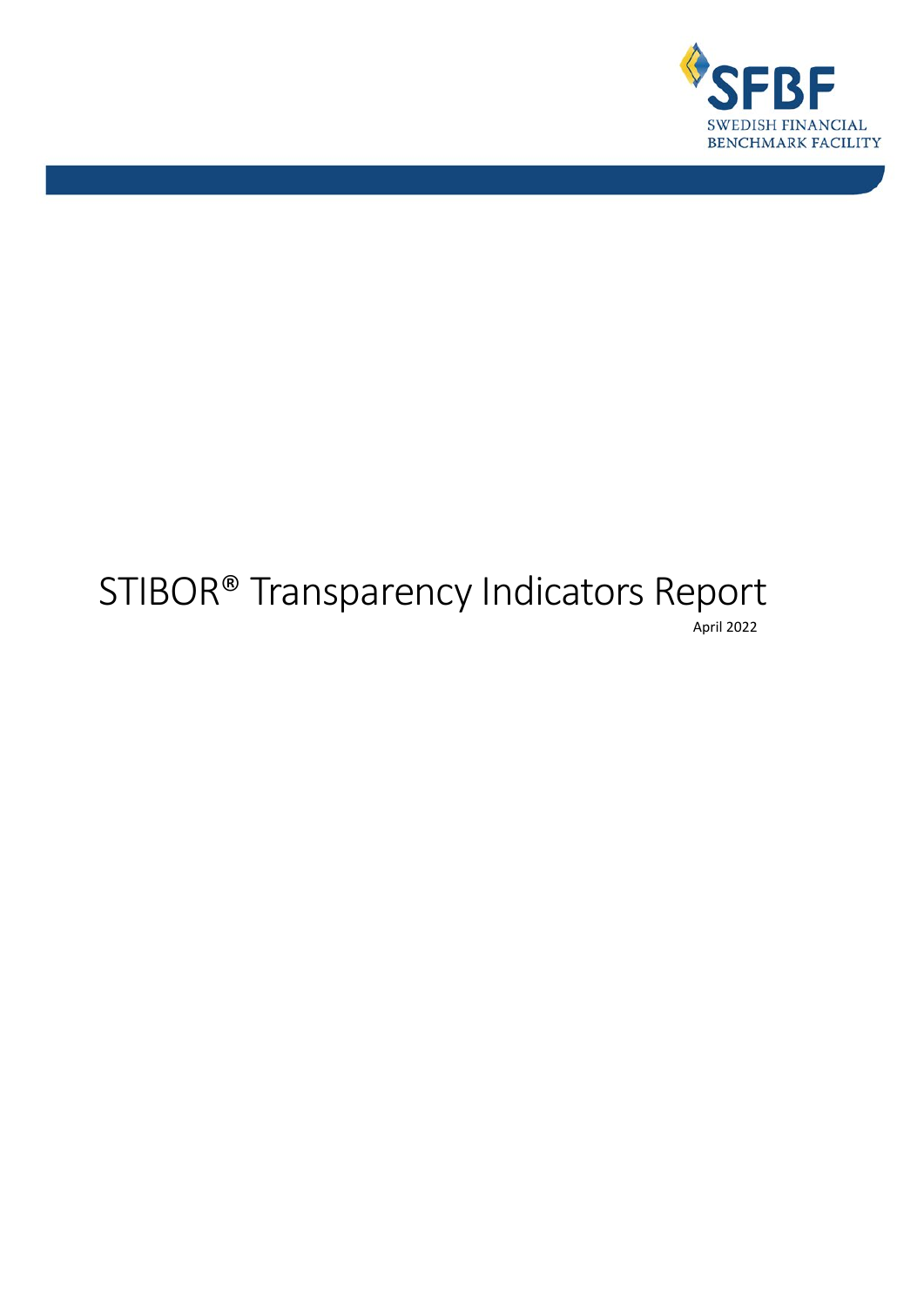SFBF

SWEDISH FINANCIAL BENCHMARK FACILITY

# STIBOR® Transparency Indicators Report

April 2022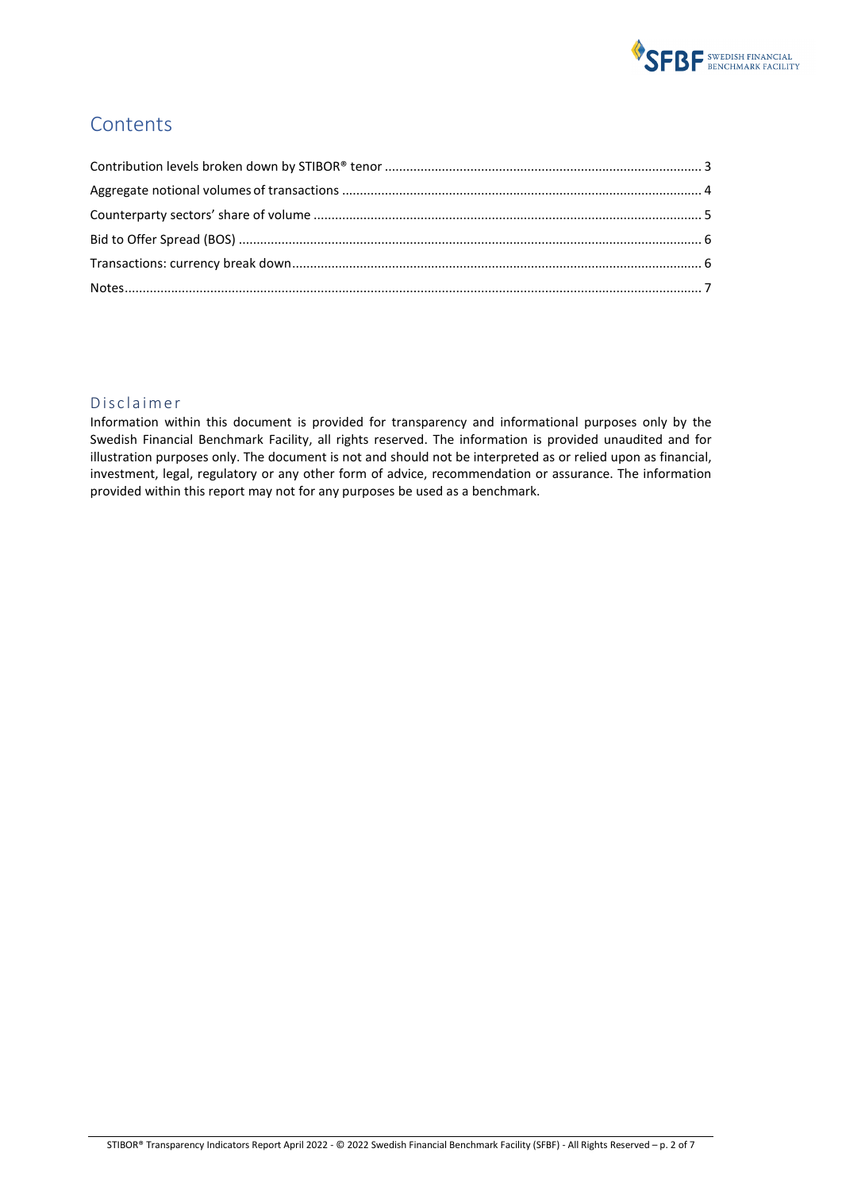# Contents

Contribution levels broken down by STIBOR® tenor ........................................................................................ 3

Aggregate notional volumes of transactions .................................................................................................... 4

Counterparty sectors' share of volume ............................................................................................................ 5

Bid to Offer Spread (BOS) ................................................................................................................................. 6

Transactions: currency break down.................................................................................................................. 6

Notes................................................................................................................................................................. 7

## Disclaimer

Information within this document is provided for transparency and informational purposes only by the Swedish Financial Benchmark Facility, all rights reserved. The information is provided unaudited and for illustration purposes only. The document is not and should not be interpreted as or relied upon as financial, investment, legal, regulatory or any other form of advice, recommendation or assurance. The information provided within this report may not for any purposes be used as a benchmark.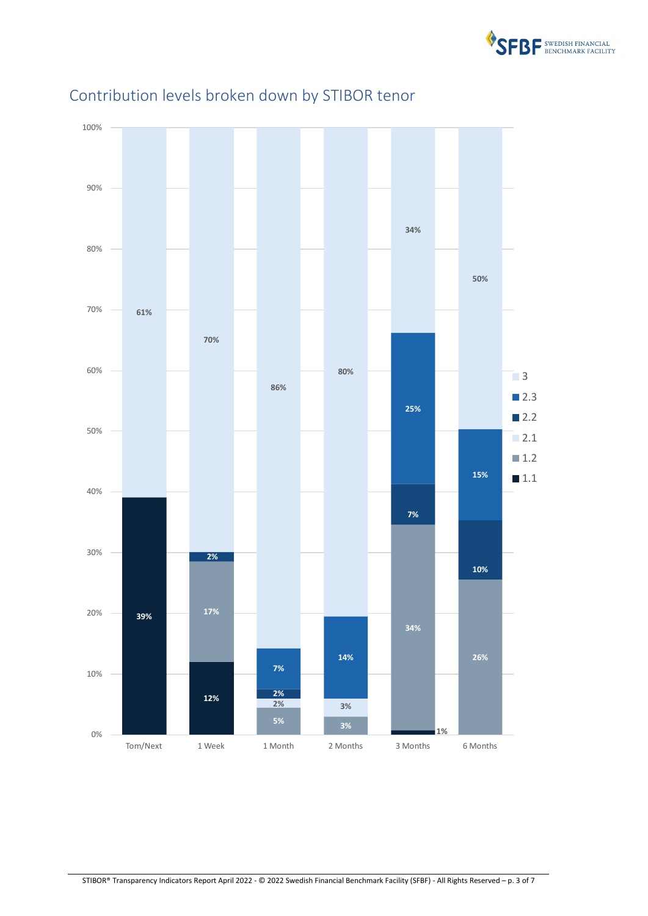## Contribution levels broken down by STIBOR tenor

| Tenor | 1.1 | 1.2 | 2.1 | 2.2 | 2.3 | 3 |
|---|---|---|---|---|---|---|
| Tom/Next | 39% | | | | | 61% |
| 1 Week | 12% | 17% | | 2% | | 70% |
| 1 Month | | 5% | 2% | 2% | 7% | 86% |
| 2 Months | | 3% | 3% | | 14% | 80% |
| 3 Months | 1% | 34% | | 7% | 25% | 34% |
| 6 Months | | 26% | | 10% | 15% | 50% |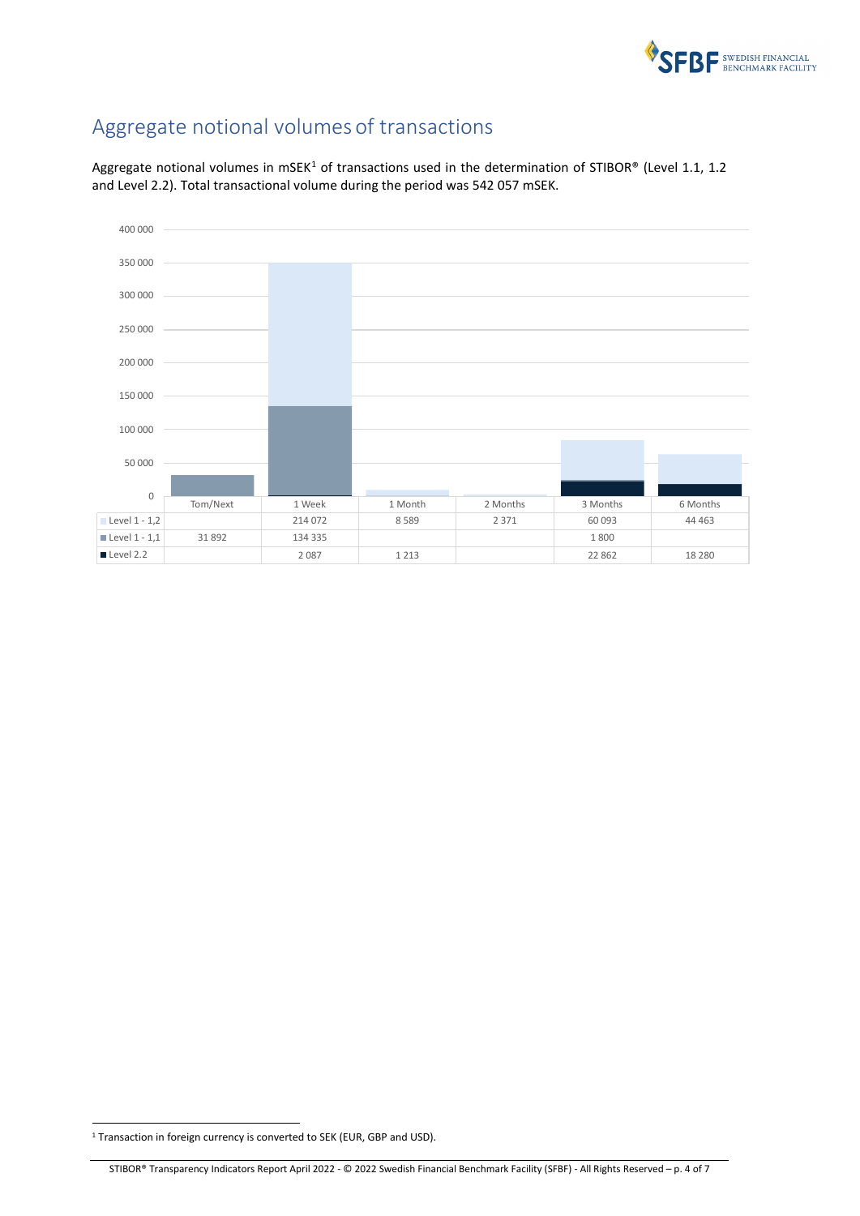## Aggregate notional volumes of transactions

Aggregate notional volumes in mSEK[1] of transactions used in the determination of STIBOR® (Level 1.1, 1.2 and Level 2.2). Total transactional volume during the period was 542 057 mSEK.

| | Tom/Next | 1 Week | 1 Month | 2 Months | 3 Months | 6 Months |
|---|---|---|---|---|---|---|
| Level 1 - 1,2 | | 214 072 | 8 589 | 2 371 | 60 093 | 44 463 |
| Level 1 - 1,1 | 31 892 | 134 335 | | | 1 800 | |
| Level 2.2 | | 2 087 | 1 213 | | 22 862 | 18 280 |

[1] Transaction in foreign currency is converted to SEK (EUR, GBP and USD).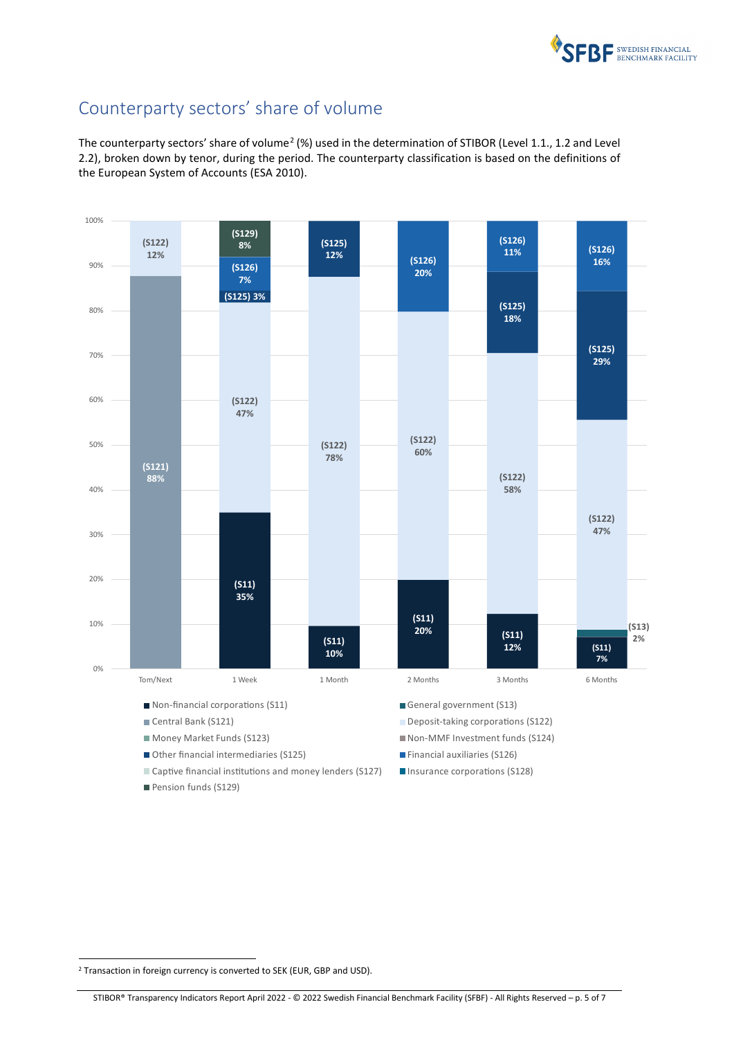## Counterparty sectors' share of volume

The counterparty sectors' share of volume[2] (%) used in the determination of STIBOR (Level 1.1., 1.2 and Level 2.2), broken down by tenor, during the period. The counterparty classification is based on the definitions of the European System of Accounts (ESA 2010).

| Tenor | (S11) | (S13) | (S121) | (S122) | (S125) | (S126) | (S129) |
|---|---|---|---|---|---|---|---|
| Tom/Next | | | 88% | 12% | | | |
| 1 Week | 35% | | | 47% | 3% | 7% | 8% |
| 1 Month | 10% | | | 78% | 12% | | |
| 2 Months | 20% | | | 60% | | 20% | |
| 3 Months | 12% | | | 58% | 18% | 11% | |
| 6 Months | 7% | 2% | | 47% | 29% | 16% | |

- Non-financial corporations (S11)
- General government (S13)
- Central Bank (S121)
- Deposit-taking corporations (S122)
- Money Market Funds (S123)
- Non-MMF Investment funds (S124)
- Other financial intermediaries (S125)
- Financial auxiliaries (S126)
- Captive financial institutions and money lenders (S127)
- Insurance corporations (S128)
- Pension funds (S129)

[2] Transaction in foreign currency is converted to SEK (EUR, GBP and USD).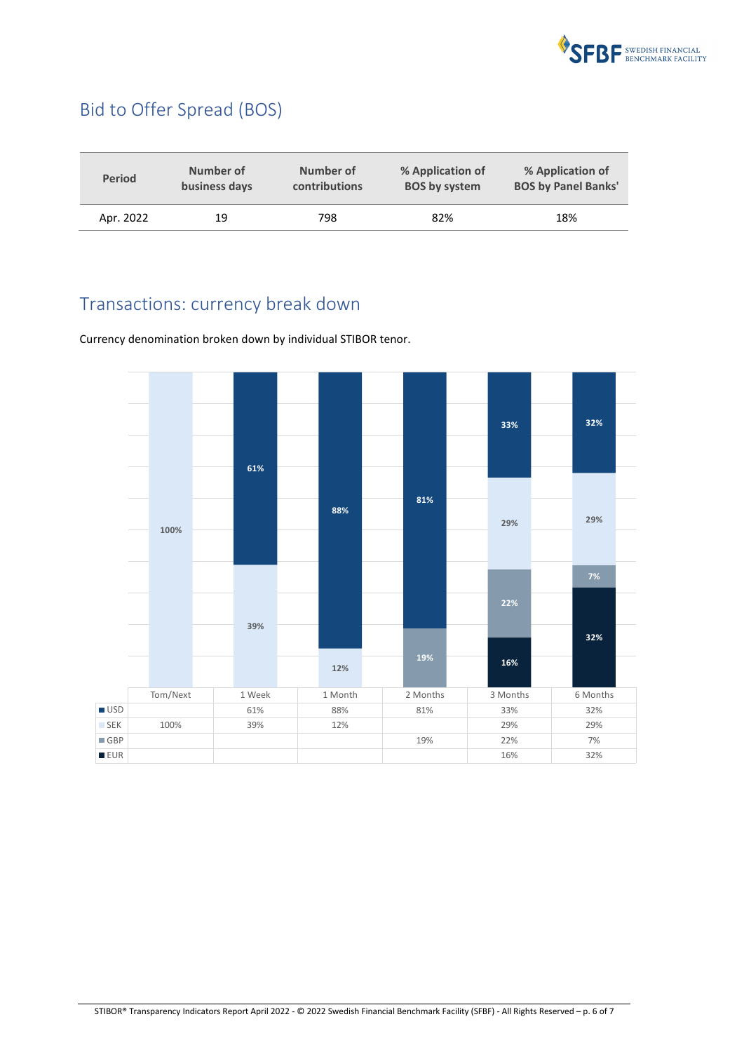## Bid to Offer Spread (BOS)

| Period | Number of business days | Number of contributions | % Application of BOS by system | % Application of BOS by Panel Banks' |
|---|---|---|---|---|
| Apr. 2022 | 19 | 798 | 82% | 18% |

## Transactions: currency break down

Currency denomination broken down by individual STIBOR tenor.

| | Tom/Next | 1 Week | 1 Month | 2 Months | 3 Months | 6 Months |
|---|---|---|---|---|---|---|
| USD | | 61% | 88% | 81% | 33% | 32% |
| SEK | 100% | 39% | 12% | | 29% | 29% |
| GBP | | | | 19% | 22% | 7% |
| EUR | | | | | 16% | 32% |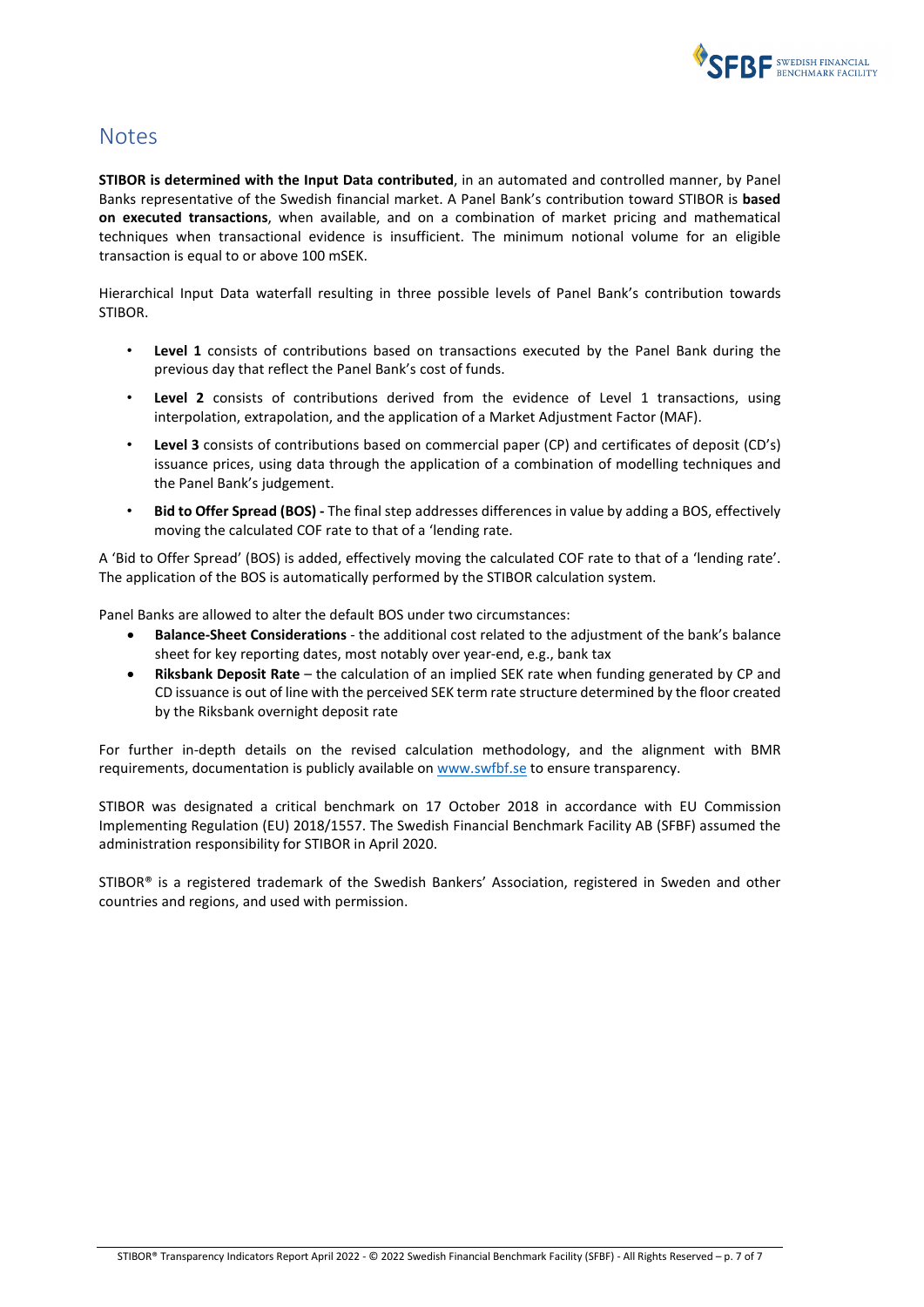## Notes

**STIBOR is determined with the Input Data contributed**, in an automated and controlled manner, by Panel Banks representative of the Swedish financial market. A Panel Bank's contribution toward STIBOR is **based on executed transactions**, when available, and on a combination of market pricing and mathematical techniques when transactional evidence is insufficient. The minimum notional volume for an eligible transaction is equal to or above 100 mSEK.

Hierarchical Input Data waterfall resulting in three possible levels of Panel Bank's contribution towards STIBOR.

- **Level 1** consists of contributions based on transactions executed by the Panel Bank during the previous day that reflect the Panel Bank's cost of funds.
- **Level 2** consists of contributions derived from the evidence of Level 1 transactions, using interpolation, extrapolation, and the application of a Market Adjustment Factor (MAF).
- **Level 3** consists of contributions based on commercial paper (CP) and certificates of deposit (CD's) issuance prices, using data through the application of a combination of modelling techniques and the Panel Bank's judgement.
- **Bid to Offer Spread (BOS) -** The final step addresses differences in value by adding a BOS, effectively moving the calculated COF rate to that of a 'lending rate.

A 'Bid to Offer Spread' (BOS) is added, effectively moving the calculated COF rate to that of a 'lending rate'. The application of the BOS is automatically performed by the STIBOR calculation system.

Panel Banks are allowed to alter the default BOS under two circumstances:

- **Balance-Sheet Considerations** - the additional cost related to the adjustment of the bank's balance sheet for key reporting dates, most notably over year-end, e.g., bank tax
- **Riksbank Deposit Rate** – the calculation of an implied SEK rate when funding generated by CP and CD issuance is out of line with the perceived SEK term rate structure determined by the floor created by the Riksbank overnight deposit rate

For further in-depth details on the revised calculation methodology, and the alignment with BMR requirements, documentation is publicly available on www.swfbf.se to ensure transparency.

STIBOR was designated a critical benchmark on 17 October 2018 in accordance with EU Commission Implementing Regulation (EU) 2018/1557. The Swedish Financial Benchmark Facility AB (SFBF) assumed the administration responsibility for STIBOR in April 2020.

STIBOR® is a registered trademark of the Swedish Bankers' Association, registered in Sweden and other countries and regions, and used with permission.